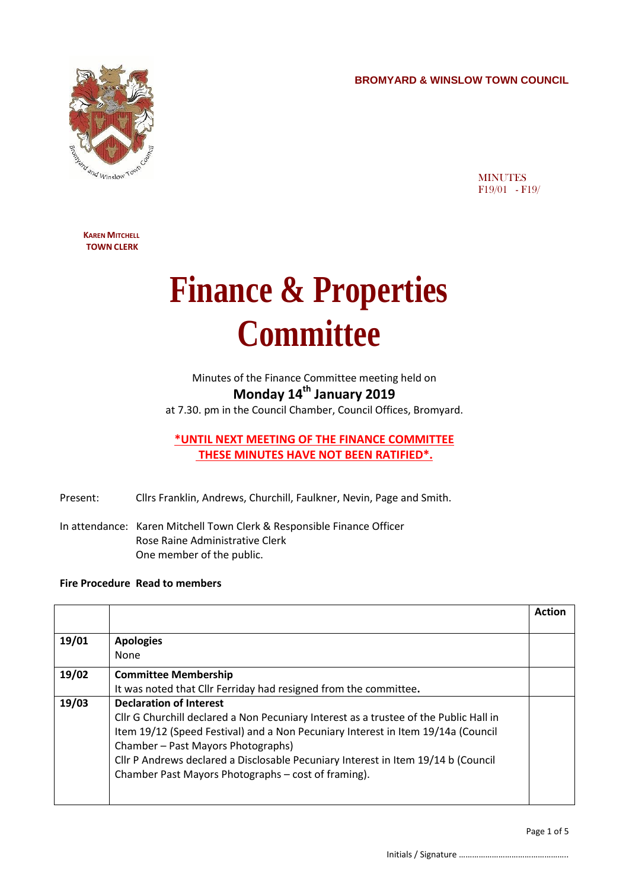**BROMYARD & WINSLOW TOWN COUNCIL**

MINUTES
F19/01 - F19/

**KAREN MITCHELL**
**TOWN CLERK**

# Finance & Properties Committee

Minutes of the Finance Committee meeting held on

**Monday 14th January 2019**

at 7.30. pm in the Council Chamber, Council Offices, Bromyard.

**\*UNTIL NEXT MEETING OF THE FINANCE COMMITTEE THESE MINUTES HAVE NOT BEEN RATIFIED\*.**

Present: Cllrs Franklin, Andrews, Churchill, Faulkner, Nevin, Page and Smith.

In attendance: Karen Mitchell Town Clerk & Responsible Finance Officer
Rose Raine Administrative Clerk
One member of the public.

**Fire Procedure Read to members**

| | | Action |
|---|---|---|
| 19/01 | **Apologies**<br>None | |
| 19/02 | **Committee Membership**<br>It was noted that Cllr Ferriday had resigned from the committee**.** | |
| 19/03 | **Declaration of Interest**<br>Cllr G Churchill declared a Non Pecuniary Interest as a trustee of the Public Hall in Item 19/12 (Speed Festival) and a Non Pecuniary Interest in Item 19/14a (Council Chamber – Past Mayors Photographs)<br>Cllr P Andrews declared a Disclosable Pecuniary Interest in Item 19/14 b (Council Chamber Past Mayors Photographs – cost of framing). | |

Initials / Signature ………………………………………….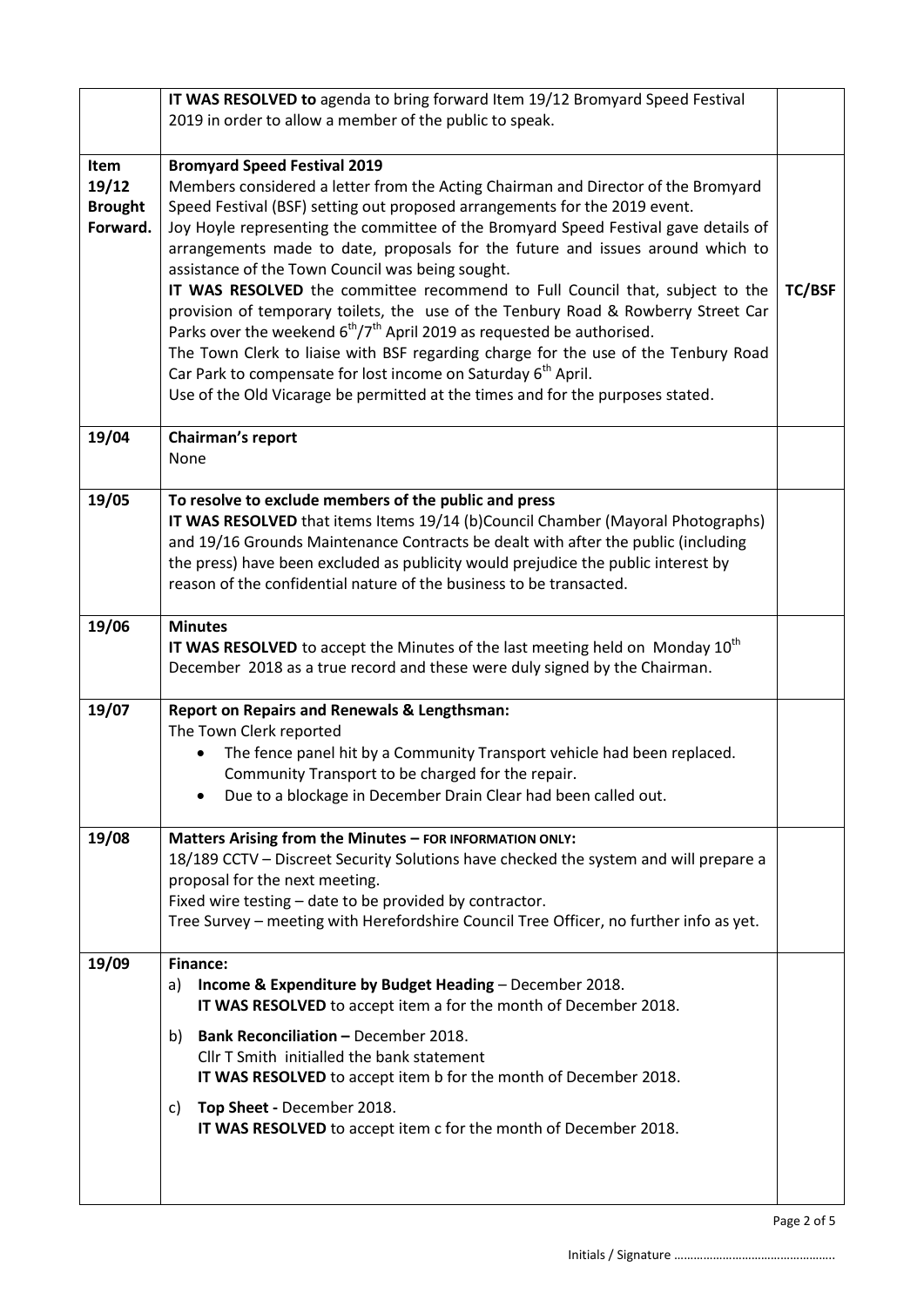| | | |
|---|---|---|
| | **IT WAS RESOLVED to** agenda to bring forward Item 19/12 Bromyard Speed Festival 2019 in order to allow a member of the public to speak. | |
| **Item 19/12 Brought Forward.** | **Bromyard Speed Festival 2019**<br>Members considered a letter from the Acting Chairman and Director of the Bromyard Speed Festival (BSF) setting out proposed arrangements for the 2019 event.<br>Joy Hoyle representing the committee of the Bromyard Speed Festival gave details of arrangements made to date, proposals for the future and issues around which to assistance of the Town Council was being sought.<br>**IT WAS RESOLVED** the committee recommend to Full Council that, subject to the provision of temporary toilets, the use of the Tenbury Road & Rowberry Street Car Parks over the weekend 6th/7th April 2019 as requested be authorised.<br>The Town Clerk to liaise with BSF regarding charge for the use of the Tenbury Road Car Park to compensate for lost income on Saturday 6th April.<br>Use of the Old Vicarage be permitted at the times and for the purposes stated. | **TC/BSF** |
| **19/04** | **Chairman's report**<br>None | |
| **19/05** | **To resolve to exclude members of the public and press**<br>**IT WAS RESOLVED** that items Items 19/14 (b)Council Chamber (Mayoral Photographs) and 19/16 Grounds Maintenance Contracts be dealt with after the public (including the press) have been excluded as publicity would prejudice the public interest by reason of the confidential nature of the business to be transacted. | |
| **19/06** | **Minutes**<br>**IT WAS RESOLVED** to accept the Minutes of the last meeting held on Monday 10th December 2018 as a true record and these were duly signed by the Chairman. | |
| **19/07** | **Report on Repairs and Renewals & Lengthsman:**<br>The Town Clerk reported<br>• The fence panel hit by a Community Transport vehicle had been replaced. Community Transport to be charged for the repair.<br>• Due to a blockage in December Drain Clear had been called out. | |
| **19/08** | **Matters Arising from the Minutes – FOR INFORMATION ONLY:**<br>18/189 CCTV – Discreet Security Solutions have checked the system and will prepare a proposal for the next meeting.<br>Fixed wire testing – date to be provided by contractor.<br>Tree Survey – meeting with Herefordshire Council Tree Officer, no further info as yet. | |
| **19/09** | **Finance:**<br>a) **Income & Expenditure by Budget Heading** – December 2018.<br>**IT WAS RESOLVED** to accept item a for the month of December 2018.<br>b) **Bank Reconciliation –** December 2018.<br>Cllr T Smith initialled the bank statement<br>**IT WAS RESOLVED** to accept item b for the month of December 2018.<br>c) **Top Sheet -** December 2018.<br>**IT WAS RESOLVED** to accept item c for the month of December 2018. | |

Initials / Signature …………………………………………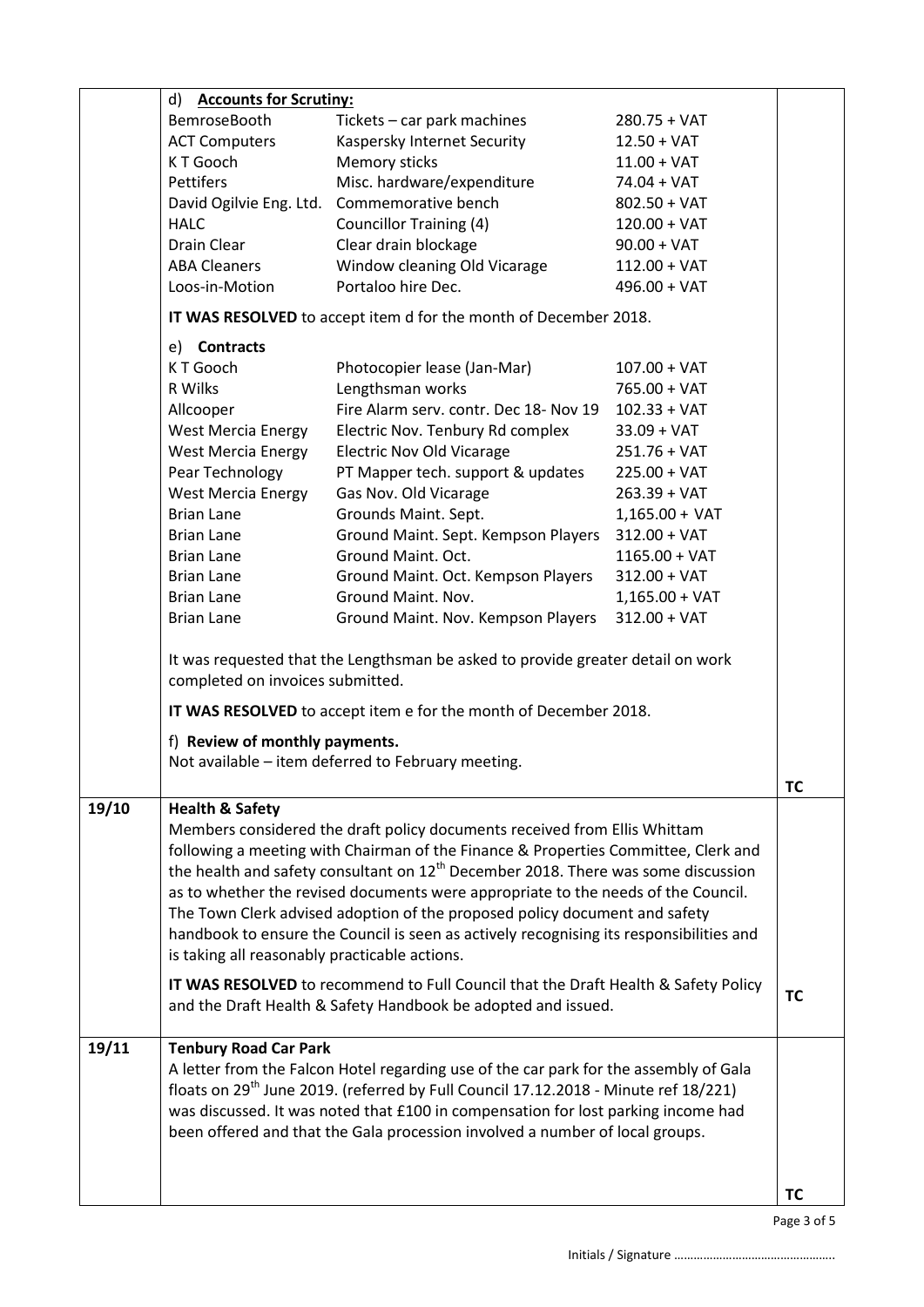| | | |
|---|---|---|
| | d) **Accounts for Scrutiny:**<br><br>BemroseBooth — Tickets – car park machines — 280.75 + VAT<br>ACT Computers — Kaspersky Internet Security — 12.50 + VAT<br>K T Gooch — Memory sticks — 11.00 + VAT<br>Pettifers — Misc. hardware/expenditure — 74.04 + VAT<br>David Ogilvie Eng. Ltd. — Commemorative bench — 802.50 + VAT<br>HALC — Councillor Training (4) — 120.00 + VAT<br>Drain Clear — Clear drain blockage — 90.00 + VAT<br>ABA Cleaners — Window cleaning Old Vicarage — 112.00 + VAT<br>Loos-in-Motion — Portaloo hire Dec. — 496.00 + VAT<br><br>**IT WAS RESOLVED** to accept item d for the month of December 2018.<br><br>e) **Contracts**<br><br>K T Gooch — Photocopier lease (Jan-Mar) — 107.00 + VAT<br>R Wilks — Lengthsman works — 765.00 + VAT<br>Allcooper — Fire Alarm serv. contr. Dec 18- Nov 19 — 102.33 + VAT<br>West Mercia Energy — Electric Nov. Tenbury Rd complex — 33.09 + VAT<br>West Mercia Energy — Electric Nov Old Vicarage — 251.76 + VAT<br>Pear Technology — PT Mapper tech. support & updates — 225.00 + VAT<br>West Mercia Energy — Gas Nov. Old Vicarage — 263.39 + VAT<br>Brian Lane — Grounds Maint. Sept. — 1,165.00 + VAT<br>Brian Lane — Ground Maint. Sept. Kempson Players — 312.00 + VAT<br>Brian Lane — Ground Maint. Oct. — 1165.00 + VAT<br>Brian Lane — Ground Maint. Oct. Kempson Players — 312.00 + VAT<br>Brian Lane — Ground Maint. Nov. — 1,165.00 + VAT<br>Brian Lane — Ground Maint. Nov. Kempson Players — 312.00 + VAT<br><br>It was requested that the Lengthsman be asked to provide greater detail on work completed on invoices submitted.<br><br>**IT WAS RESOLVED** to accept item e for the month of December 2018.<br><br>f) **Review of monthly payments.**<br>Not available – item deferred to February meeting. | TC |
| 19/10 | **Health & Safety**<br>Members considered the draft policy documents received from Ellis Whittam following a meeting with Chairman of the Finance & Properties Committee, Clerk and the health and safety consultant on 12th December 2018. There was some discussion as to whether the revised documents were appropriate to the needs of the Council. The Town Clerk advised adoption of the proposed policy document and safety handbook to ensure the Council is seen as actively recognising its responsibilities and is taking all reasonably practicable actions.<br><br>**IT WAS RESOLVED** to recommend to Full Council that the Draft Health & Safety Policy and the Draft Health & Safety Handbook be adopted and issued. | TC |
| 19/11 | **Tenbury Road Car Park**<br>A letter from the Falcon Hotel regarding use of the car park for the assembly of Gala floats on 29th June 2019. (referred by Full Council 17.12.2018 - Minute ref 18/221) was discussed. It was noted that £100 in compensation for lost parking income had been offered and that the Gala procession involved a number of local groups. | TC |

Initials / Signature ………………………………………….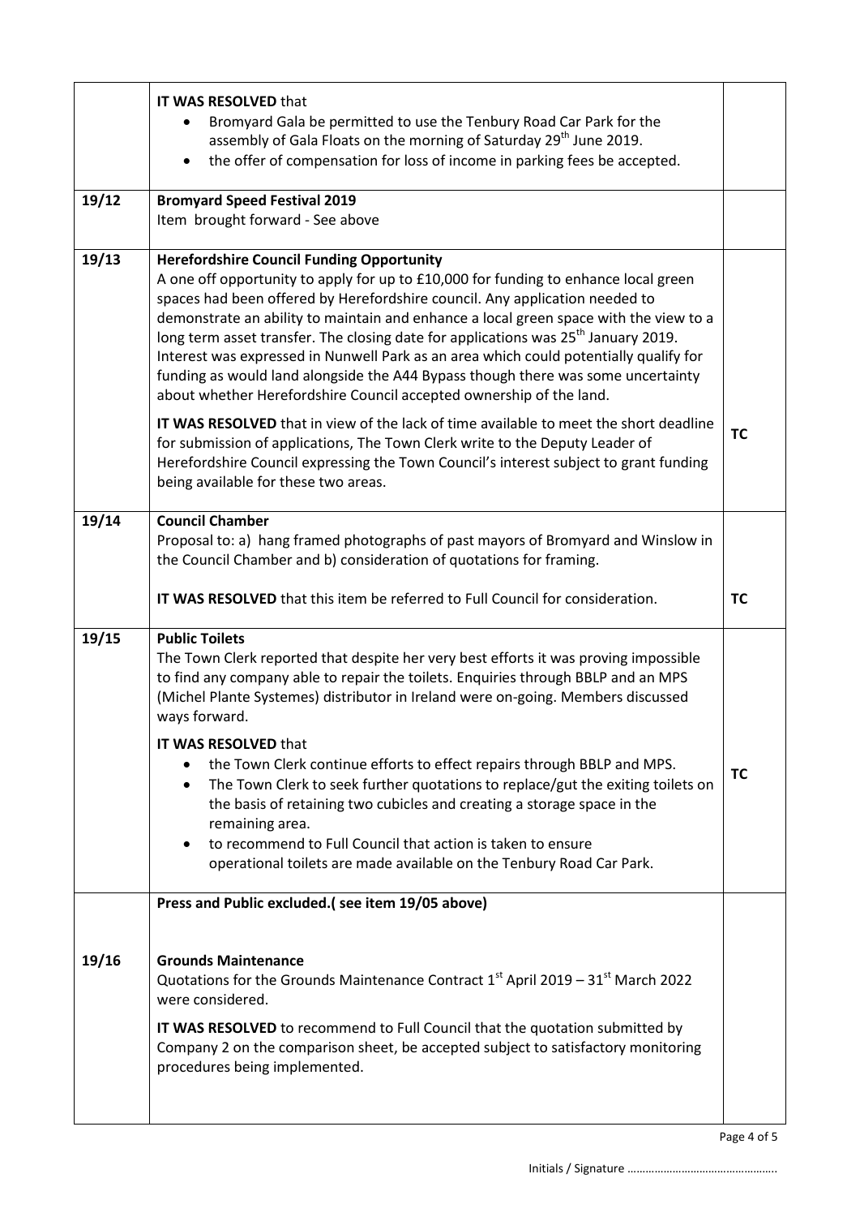| | | |
|---|---|---|
| | **IT WAS RESOLVED** that<br>• Bromyard Gala be permitted to use the Tenbury Road Car Park for the assembly of Gala Floats on the morning of Saturday 29th June 2019.<br>• the offer of compensation for loss of income in parking fees be accepted. | |
| **19/12** | **Bromyard Speed Festival 2019**<br>Item brought forward - See above | |
| **19/13** | **Herefordshire Council Funding Opportunity**<br>A one off opportunity to apply for up to £10,000 for funding to enhance local green spaces had been offered by Herefordshire council. Any application needed to demonstrate an ability to maintain and enhance a local green space with the view to a long term asset transfer. The closing date for applications was 25th January 2019. Interest was expressed in Nunwell Park as an area which could potentially qualify for funding as would land alongside the A44 Bypass though there was some uncertainty about whether Herefordshire Council accepted ownership of the land.<br><br>**IT WAS RESOLVED** that in view of the lack of time available to meet the short deadline for submission of applications, The Town Clerk write to the Deputy Leader of Herefordshire Council expressing the Town Council's interest subject to grant funding being available for these two areas. | **TC** |
| **19/14** | **Council Chamber**<br>Proposal to: a) hang framed photographs of past mayors of Bromyard and Winslow in the Council Chamber and b) consideration of quotations for framing.<br><br>**IT WAS RESOLVED** that this item be referred to Full Council for consideration. | **TC** |
| **19/15** | **Public Toilets**<br>The Town Clerk reported that despite her very best efforts it was proving impossible to find any company able to repair the toilets. Enquiries through BBLP and an MPS (Michel Plante Systemes) distributor in Ireland were on-going. Members discussed ways forward.<br><br>**IT WAS RESOLVED** that<br>• the Town Clerk continue efforts to effect repairs through BBLP and MPS.<br>• The Town Clerk to seek further quotations to replace/gut the exiting toilets on the basis of retaining two cubicles and creating a storage space in the remaining area.<br>• to recommend to Full Council that action is taken to ensure operational toilets are made available on the Tenbury Road Car Park. | **TC** |
| | **Press and Public excluded.( see item 19/05 above)** | |
| **19/16** | **Grounds Maintenance**<br>Quotations for the Grounds Maintenance Contract 1st April 2019 – 31st March 2022 were considered.<br><br>**IT WAS RESOLVED** to recommend to Full Council that the quotation submitted by Company 2 on the comparison sheet, be accepted subject to satisfactory monitoring procedures being implemented. | |

Initials / Signature …………………………………………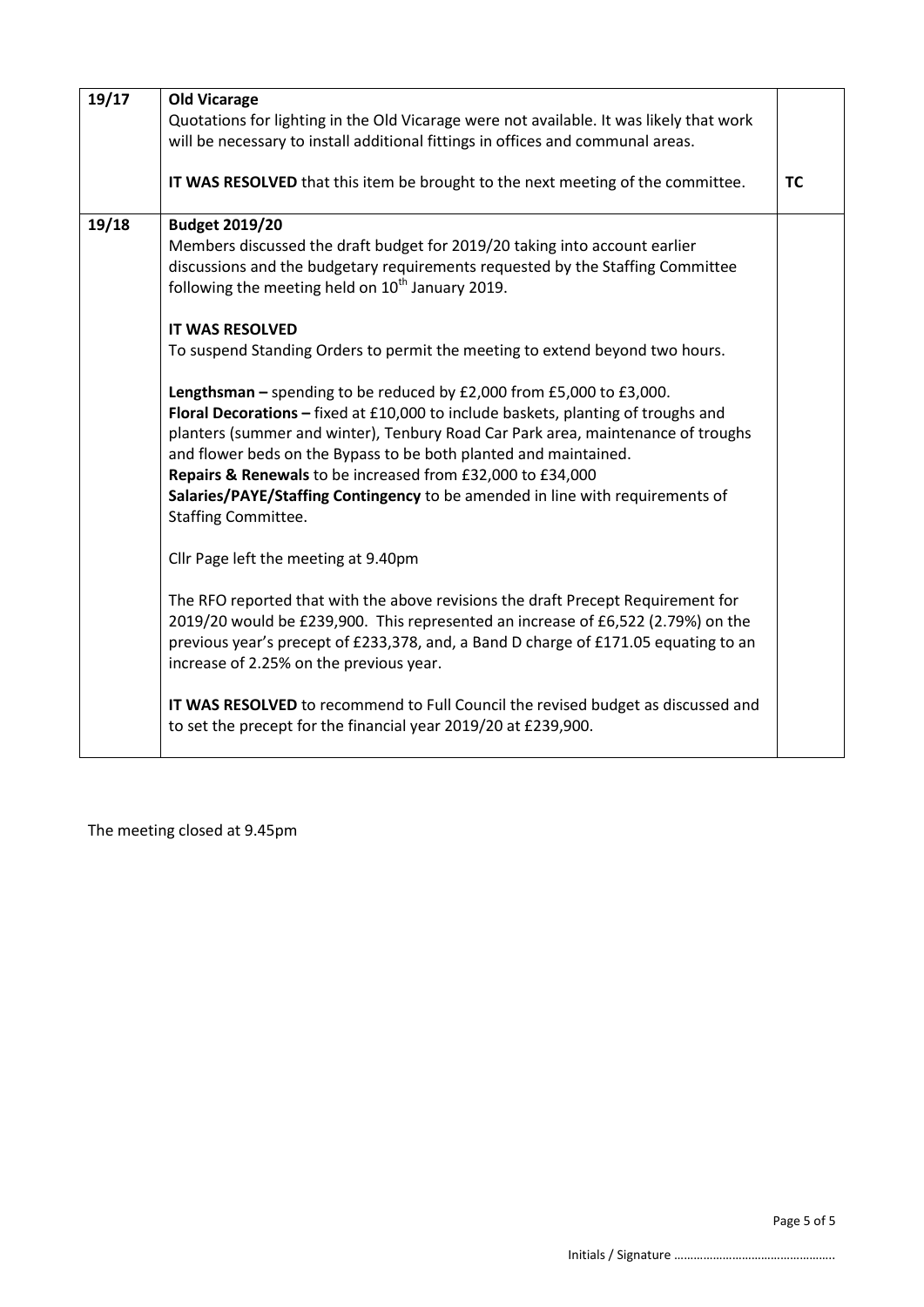| | | |
|---|---|---|
| 19/17 | **Old Vicarage**<br>Quotations for lighting in the Old Vicarage were not available. It was likely that work will be necessary to install additional fittings in offices and communal areas.<br><br>**IT WAS RESOLVED** that this item be brought to the next meeting of the committee. | **TC** |
| 19/18 | **Budget 2019/20**<br>Members discussed the draft budget for 2019/20 taking into account earlier discussions and the budgetary requirements requested by the Staffing Committee following the meeting held on 10th January 2019.<br><br>**IT WAS RESOLVED**<br>To suspend Standing Orders to permit the meeting to extend beyond two hours.<br><br>**Lengthsman –** spending to be reduced by £2,000 from £5,000 to £3,000.<br>**Floral Decorations –** fixed at £10,000 to include baskets, planting of troughs and planters (summer and winter), Tenbury Road Car Park area, maintenance of troughs and flower beds on the Bypass to be both planted and maintained.<br>**Repairs & Renewals** to be increased from £32,000 to £34,000<br>**Salaries/PAYE/Staffing Contingency** to be amended in line with requirements of Staffing Committee.<br><br>Cllr Page left the meeting at 9.40pm<br><br>The RFO reported that with the above revisions the draft Precept Requirement for 2019/20 would be £239,900. This represented an increase of £6,522 (2.79%) on the previous year's precept of £233,378, and, a Band D charge of £171.05 equating to an increase of 2.25% on the previous year.<br><br>**IT WAS RESOLVED** to recommend to Full Council the revised budget as discussed and to set the precept for the financial year 2019/20 at £239,900. | |

The meeting closed at 9.45pm

Initials / Signature …………………………………………